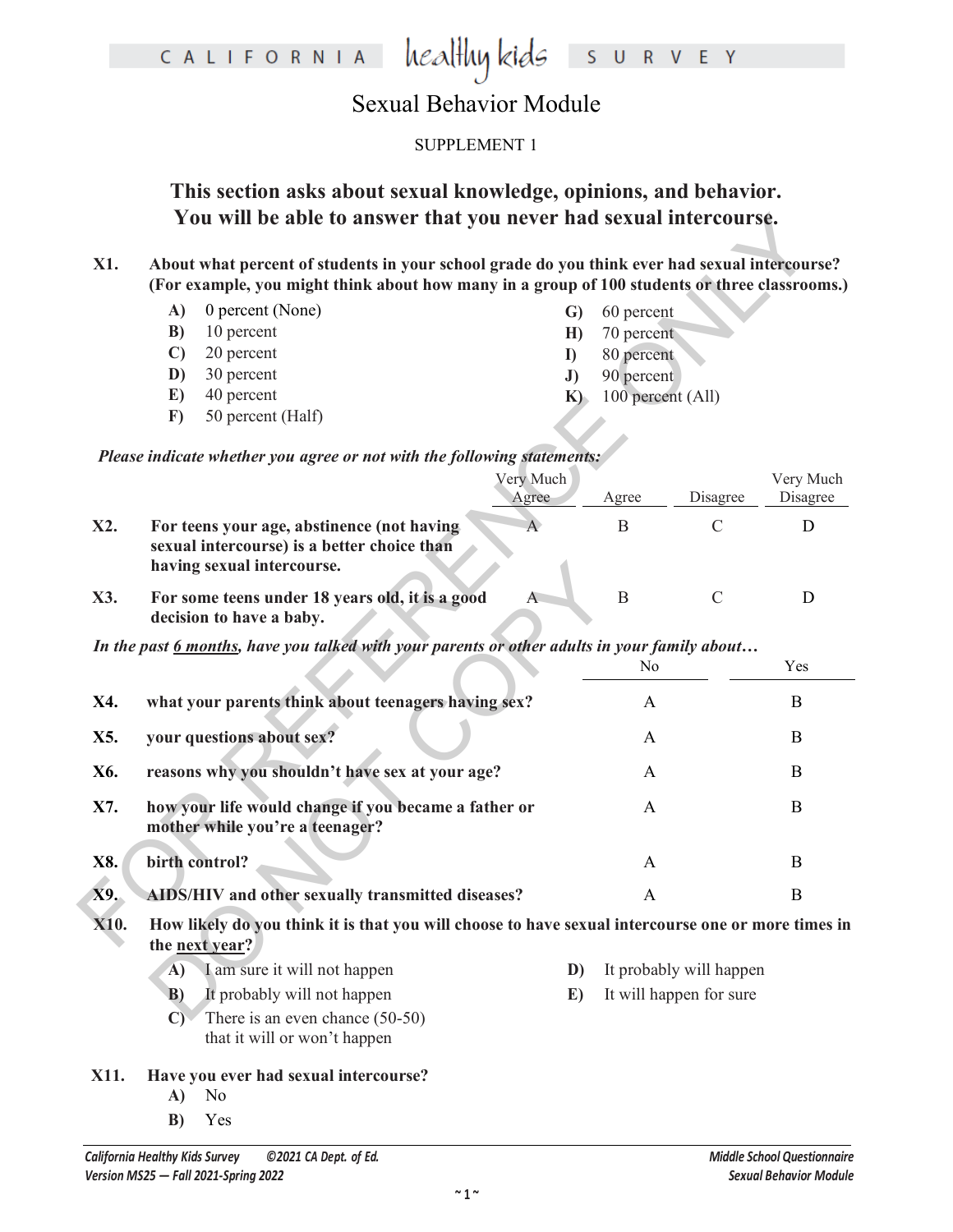# Sexual Behavior Module

SUPPLEMENT 1

## This section asks about sexual knowledge, opinions, and behavior. You will be able to answer that you never had sexual intercourse.

**X1. About what percent of students in your school grade do you think ever had sexual intercourse? (For example, you might think about how many in a group of 100 students or three classrooms.)**

- **A)** 0 percent (None)
- **B)** 10 percent
- **C)** 20 percent
- **D)** 30 percent
- **E)** 40 percent
- **F)** 50 percent (Half)
- **G)** 60 percent
- **H)** 70 percent
- **I)** 80 percent
- **J)** 90 percent
- **K)** 100 percent (All)

*Please indicate whether you agree or not with the following statements:*

| | | Very Much Agree | Agree | Disagree | Very Much Disagree |
|---|---|---|---|---|---|
| **X2.** | **For teens your age, abstinence (not having sexual intercourse) is a better choice than having sexual intercourse.** | A | B | C | D |
| **X3.** | **For some teens under 18 years old, it is a good decision to have a baby.** | A | B | C | D |

*In the past 6 months, have you talked with your parents or other adults in your family about…*

| | | No | Yes |
|---|---|---|---|
| **X4.** | **what your parents think about teenagers having sex?** | A | B |
| **X5.** | **your questions about sex?** | A | B |
| **X6.** | **reasons why you shouldn't have sex at your age?** | A | B |
| **X7.** | **how your life would change if you became a father or mother while you're a teenager?** | A | B |
| **X8.** | **birth control?** | A | B |
| **X9.** | **AIDS/HIV and other sexually transmitted diseases?** | A | B |

**X10. How likely do you think it is that you will choose to have sexual intercourse one or more times in the next year?**

- **A)** I am sure it will not happen
- **B)** It probably will not happen
- **C)** There is an even chance (50-50) that it will or won't happen
- **D)** It probably will happen
- **E)** It will happen for sure

**X11. Have you ever had sexual intercourse?**

- **A)** No
- **B)** Yes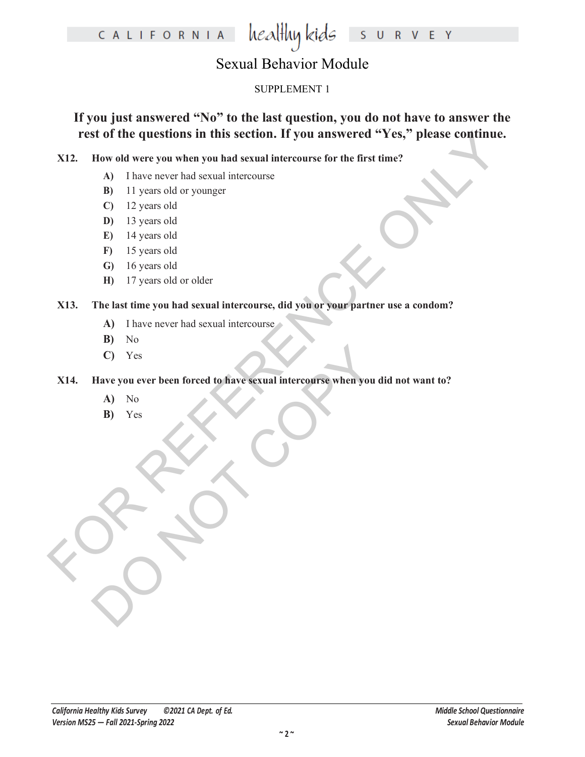# Sexual Behavior Module

SUPPLEMENT 1

**If you just answered "No" to the last question, you do not have to answer the rest of the questions in this section. If you answered "Yes," please continue.**

**X12. How old were you when you had sexual intercourse for the first time?**

- **A)** I have never had sexual intercourse
- **B)** 11 years old or younger
- **C)** 12 years old
- **D)** 13 years old
- **E)** 14 years old
- **F)** 15 years old
- **G)** 16 years old
- **H)** 17 years old or older

**X13. The last time you had sexual intercourse, did you or your partner use a condom?**

- **A)** I have never had sexual intercourse
- **B)** No
- **C)** Yes

**X14. Have you ever been forced to have sexual intercourse when you did not want to?**

- **A)** No
- **B)** Yes